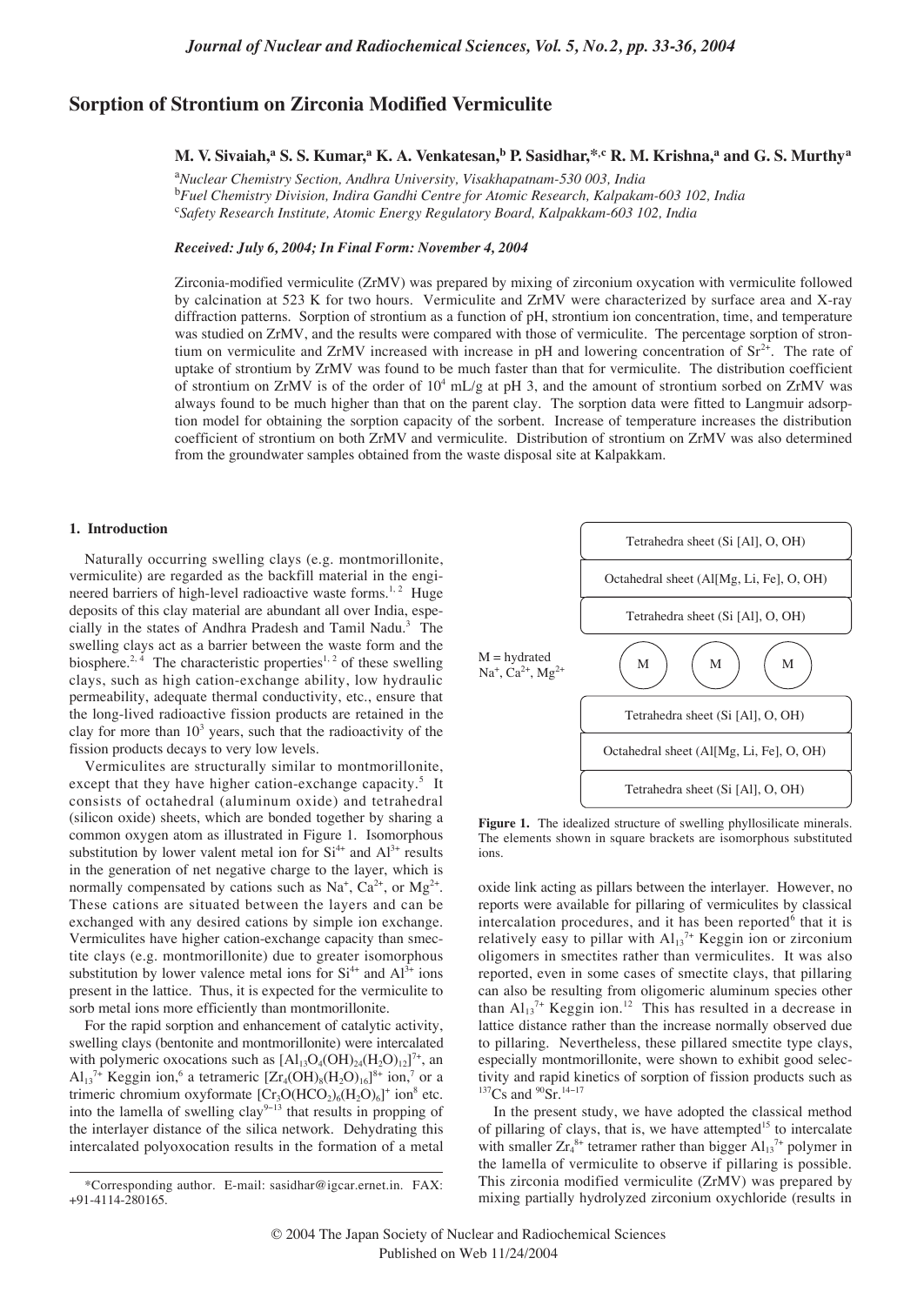# Sorption of Strontium on Zirconia Modified Vermiculite

**M. V. Sivaiah,[a] S. S. Kumar,[a] K. A. Venkatesan,[b] P. Sasidhar,[*,c] R. M. Krishna,[a] and G. S. Murthy[a]**

[a]*Nuclear Chemistry Section, Andhra University, Visakhapatnam-530 003, India*
[b]*Fuel Chemistry Division, Indira Gandhi Centre for Atomic Research, Kalpakam-603 102, India*
[c]*Safety Research Institute, Atomic Energy Regulatory Board, Kalpakkam-603 102, India*

***Received: July 6, 2004; In Final Form: November 4, 2004***

Zirconia-modified vermiculite (ZrMV) was prepared by mixing of zirconium oxycation with vermiculite followed by calcination at 523 K for two hours. Vermiculite and ZrMV were characterized by surface area and X-ray diffraction patterns. Sorption of strontium as a function of pH, strontium ion concentration, time, and temperature was studied on ZrMV, and the results were compared with those of vermiculite. The percentage sorption of strontium on vermiculite and ZrMV increased with increase in pH and lowering concentration of $Sr^{2+}$. The rate of uptake of strontium by ZrMV was found to be much faster than that for vermiculite. The distribution coefficient of strontium on ZrMV is of the order of $10^4$ mL/g at pH 3, and the amount of strontium sorbed on ZrMV was always found to be much higher than that on the parent clay. The sorption data were fitted to Langmuir adsorption model for obtaining the sorption capacity of the sorbent. Increase of temperature increases the distribution coefficient of strontium on both ZrMV and vermiculite. Distribution of strontium on ZrMV was also determined from the groundwater samples obtained from the waste disposal site at Kalpakkam.

## 1. Introduction

Naturally occurring swelling clays (e.g. montmorillonite, vermiculite) are regarded as the backfill material in the engineered barriers of high-level radioactive waste forms.[1, 2] Huge deposits of this clay material are abundant all over India, especially in the states of Andhra Pradesh and Tamil Nadu.[3] The swelling clays act as a barrier between the waste form and the biosphere.[2, 4] The characteristic properties[1, 2] of these swelling clays, such as high cation-exchange ability, low hydraulic permeability, adequate thermal conductivity, etc., ensure that the long-lived radioactive fission products are retained in the clay for more than $10^3$ years, such that the radioactivity of the fission products decays to very low levels.

Vermiculites are structurally similar to montmorillonite, except that they have higher cation-exchange capacity.[5] It consists of octahedral (aluminum oxide) and tetrahedral (silicon oxide) sheets, which are bonded together by sharing a common oxygen atom as illustrated in Figure 1. Isomorphous substitution by lower valent metal ion for $Si^{4+}$ and $Al^{3+}$ results in the generation of net negative charge to the layer, which is normally compensated by cations such as $Na^+$, $Ca^{2+}$, or $Mg^{2+}$. These cations are situated between the layers and can be exchanged with any desired cations by simple ion exchange. Vermiculites have higher cation-exchange capacity than smectite clays (e.g. montmorillonite) due to greater isomorphous substitution by lower valence metal ions for $Si^{4+}$ and $Al^{3+}$ ions present in the lattice. Thus, it is expected for the vermiculite to sorb metal ions more efficiently than montmorillonite.

For the rapid sorption and enhancement of catalytic activity, swelling clays (bentonite and montmorillonite) were intercalated with polymeric oxocations such as $[Al_{13}O_4(OH)_{24}(H_2O)_{12}]^{7+}$, an $Al_{13}^{7+}$ Keggin ion,[6] a tetrameric $[Zr_4(OH)_8(H_2O)_{16}]^{8+}$ ion,[7] or a trimeric chromium oxyformate $[Cr_3O(HCO_2)_6(H_2O)_6]^+$ ion[8] etc. into the lamella of swelling clay[9–13] that results in propping of the interlayer distance of the silica network. Dehydrating this intercalated polyoxocation results in the formation of a metal oxide link acting as pillars between the interlayer. However, no reports were available for pillaring of vermiculites by classical intercalation procedures, and it has been reported[6] that it is relatively easy to pillar with $Al_{13}^{7+}$ Keggin ion or zirconium oligomers in smectites rather than vermiculites. It was also reported, even in some cases of smectite clays, that pillaring can also be resulting from oligomeric aluminum species other than $Al_{13}^{7+}$ Keggin ion.[12] This has resulted in a decrease in lattice distance rather than the increase normally observed due to pillaring. Nevertheless, these pillared smectite type clays, especially montmorillonite, were shown to exhibit good selectivity and rapid kinetics of sorption of fission products such as $^{137}Cs$ and $^{90}Sr$.[14–17]

| Tetrahedra sheet (Si [Al], O, OH) |
|---|
| Octahedral sheet (Al[Mg, Li, Fe], O, OH) |
| Tetrahedra sheet (Si [Al], O, OH) |
| M = hydrated $Na^+$, $Ca^{2+}$, $Mg^{2+}$ — M M M |
| Tetrahedra sheet (Si [Al], O, OH) |
| Octahedral sheet (Al[Mg, Li, Fe], O, OH) |
| Tetrahedra sheet (Si [Al], O, OH) |

**Figure 1.** The idealized structure of swelling phyllosilicate minerals. The elements shown in square brackets are isomorphous substituted ions.

In the present study, we have adopted the classical method of pillaring of clays, that is, we have attempted[15] to intercalate with smaller $Zr_4^{8+}$ tetramer rather than bigger $Al_{13}^{7+}$ polymer in the lamella of vermiculite to observe if pillaring is possible. This zirconia modified vermiculite (ZrMV) was prepared by mixing partially hydrolyzed zirconium oxychloride (results in

*Corresponding author. E-mail: sasidhar@igcar.ernet.in. FAX: +91-4114-280165.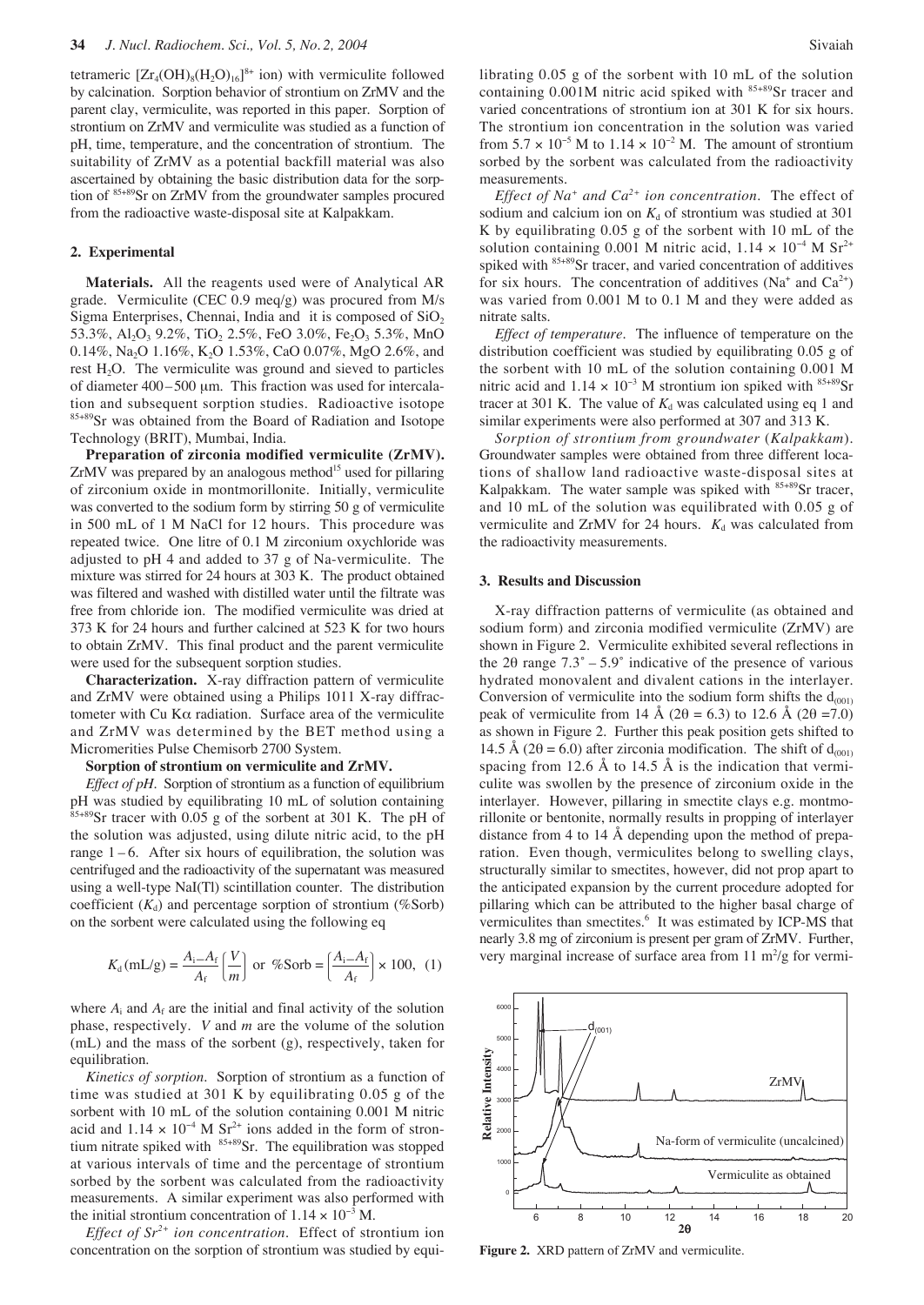tetrameric $[Zr_4(OH)_8(H_2O)_{16}]^{8+}$ ion) with vermiculite followed by calcination. Sorption behavior of strontium on ZrMV and the parent clay, vermiculite, was reported in this paper. Sorption of strontium on ZrMV and vermiculite was studied as a function of pH, time, temperature, and the concentration of strontium. The suitability of ZrMV as a potential backfill material was also ascertained by obtaining the basic distribution data for the sorption of $^{85+89}Sr$ on ZrMV from the groundwater samples procured from the radioactive waste-disposal site at Kalpakkam.

## 2. Experimental

**Materials.** All the reagents used were of Analytical AR grade. Vermiculite (CEC 0.9 meq/g) was procured from M/s Sigma Enterprises, Chennai, India and it is composed of $SiO_2$ 53.3%, $Al_2O_3$ 9.2%, $TiO_2$ 2.5%, FeO 3.0%, $Fe_2O_3$ 5.3%, MnO 0.14%, $Na_2O$ 1.16%, $K_2O$ 1.53%, CaO 0.07%, MgO 2.6%, and rest $H_2O$. The vermiculite was ground and sieved to particles of diameter 400 – 500 μm. This fraction was used for intercalation and subsequent sorption studies. Radioactive isotope $^{85+89}Sr$ was obtained from the Board of Radiation and Isotope Technology (BRIT), Mumbai, India.

**Preparation of zirconia modified vermiculite (ZrMV).** ZrMV was prepared by an analogous method[15] used for pillaring of zirconium oxide in montmorillonite. Initially, vermiculite was converted to the sodium form by stirring 50 g of vermiculite in 500 mL of 1 M NaCl for 12 hours. This procedure was repeated twice. One litre of 0.1 M zirconium oxychloride was adjusted to pH 4 and added to 37 g of Na-vermiculite. The mixture was stirred for 24 hours at 303 K. The product obtained was filtered and washed with distilled water until the filtrate was free from chloride ion. The modified vermiculite was dried at 373 K for 24 hours and further calcined at 523 K for two hours to obtain ZrMV. This final product and the parent vermiculite were used for the subsequent sorption studies.

**Characterization.** X-ray diffraction pattern of vermiculite and ZrMV were obtained using a Philips 1011 X-ray diffractometer with Cu Kα radiation. Surface area of the vermiculite and ZrMV was determined by the BET method using a Micromerities Pulse Chemisorb 2700 System.

**Sorption of strontium on vermiculite and ZrMV.**

*Effect of pH.* Sorption of strontium as a function of equilibrium pH was studied by equilibrating 10 mL of solution containing $^{85+89}Sr$ tracer with 0.05 g of the sorbent at 301 K. The pH of the solution was adjusted, using dilute nitric acid, to the pH range 1 – 6. After six hours of equilibration, the solution was centrifuged and the radioactivity of the supernatant was measured using a well-type NaI(Tl) scintillation counter. The distribution coefficient ($K_d$) and percentage sorption of strontium (%Sorb) on the sorbent were calculated using the following eq

$$K_d\,(\text{mL/g}) = \frac{A_i - A_f}{A_f}\left(\frac{V}{m}\right) \text{ or } \%\text{Sorb} = \left(\frac{A_i - A_f}{A_f}\right) \times 100, \quad (1)$$

where $A_i$ and $A_f$ are the initial and final activity of the solution phase, respectively. $V$ and $m$ are the volume of the solution (mL) and the mass of the sorbent (g), respectively, taken for equilibration.

*Kinetics of sorption.* Sorption of strontium as a function of time was studied at 301 K by equilibrating 0.05 g of the sorbent with 10 mL of the solution containing 0.001 M nitric acid and $1.14 \times 10^{-4}$ M $Sr^{2+}$ ions added in the form of strontium nitrate spiked with $^{85+89}Sr$. The equilibration was stopped at various intervals of time and the percentage of strontium sorbed by the sorbent was calculated from the radioactivity measurements. A similar experiment was also performed with the initial strontium concentration of $1.14 \times 10^{-3}$ M.

*Effect of $Sr^{2+}$ ion concentration.* Effect of strontium ion concentration on the sorption of strontium was studied by equilibrating 0.05 g of the sorbent with 10 mL of the solution containing 0.001M nitric acid spiked with $^{85+89}Sr$ tracer and varied concentrations of strontium ion at 301 K for six hours. The strontium ion concentration in the solution was varied from $5.7 \times 10^{-5}$ M to $1.14 \times 10^{-2}$ M. The amount of strontium sorbed by the sorbent was calculated from the radioactivity measurements.

*Effect of $Na^+$ and $Ca^{2+}$ ion concentration.* The effect of sodium and calcium ion on $K_d$ of strontium was studied at 301 K by equilibrating 0.05 g of the sorbent with 10 mL of the solution containing 0.001 M nitric acid, $1.14 \times 10^{-4}$ M $Sr^{2+}$ spiked with $^{85+89}Sr$ tracer, and varied concentration of additives for six hours. The concentration of additives ($Na^+$ and $Ca^{2+}$) was varied from 0.001 M to 0.1 M and they were added as nitrate salts.

*Effect of temperature.* The influence of temperature on the distribution coefficient was studied by equilibrating 0.05 g of the sorbent with 10 mL of the solution containing 0.001 M nitric acid and $1.14 \times 10^{-3}$ M strontium ion spiked with $^{85+89}Sr$ tracer at 301 K. The value of $K_d$ was calculated using eq 1 and similar experiments were also performed at 307 and 313 K.

*Sorption of strontium from groundwater (Kalpakkam).* Groundwater samples were obtained from three different locations of shallow land radioactive waste-disposal sites at Kalpakkam. The water sample was spiked with $^{85+89}Sr$ tracer, and 10 mL of the solution was equilibrated with 0.05 g of vermiculite and ZrMV for 24 hours. $K_d$ was calculated from the radioactivity measurements.

## 3. Results and Discussion

X-ray diffraction patterns of vermiculite (as obtained and sodium form) and zirconia modified vermiculite (ZrMV) are shown in Figure 2. Vermiculite exhibited several reflections in the 2θ range 7.3° – 5.9° indicative of the presence of various hydrated monovalent and divalent cations in the interlayer. Conversion of vermiculite into the sodium form shifts the $d_{(001)}$ peak of vermiculite from 14 Å (2θ = 6.3) to 12.6 Å (2θ =7.0) as shown in Figure 2. Further this peak position gets shifted to 14.5 Å (2θ = 6.0) after zirconia modification. The shift of $d_{(001)}$ spacing from 12.6 Å to 14.5 Å is the indication that vermiculite was swollen by the presence of zirconium oxide in the interlayer. However, pillaring in smectite clays e.g. montmorillonite or bentonite, normally results in propping of interlayer distance from 4 to 14 Å depending upon the method of preparation. Even though, vermiculites belong to swelling clays, structurally similar to smectites, however, did not prop apart to the anticipated expansion by the current procedure adopted for pillaring which can be attributed to the higher basal charge of vermiculites than smectites.[6] It was estimated by ICP-MS that nearly 3.8 mg of zirconium is present per gram of ZrMV. Further, very marginal increase of surface area from 11 m²/g for vermi-

**Figure 2.** XRD pattern of ZrMV and vermiculite.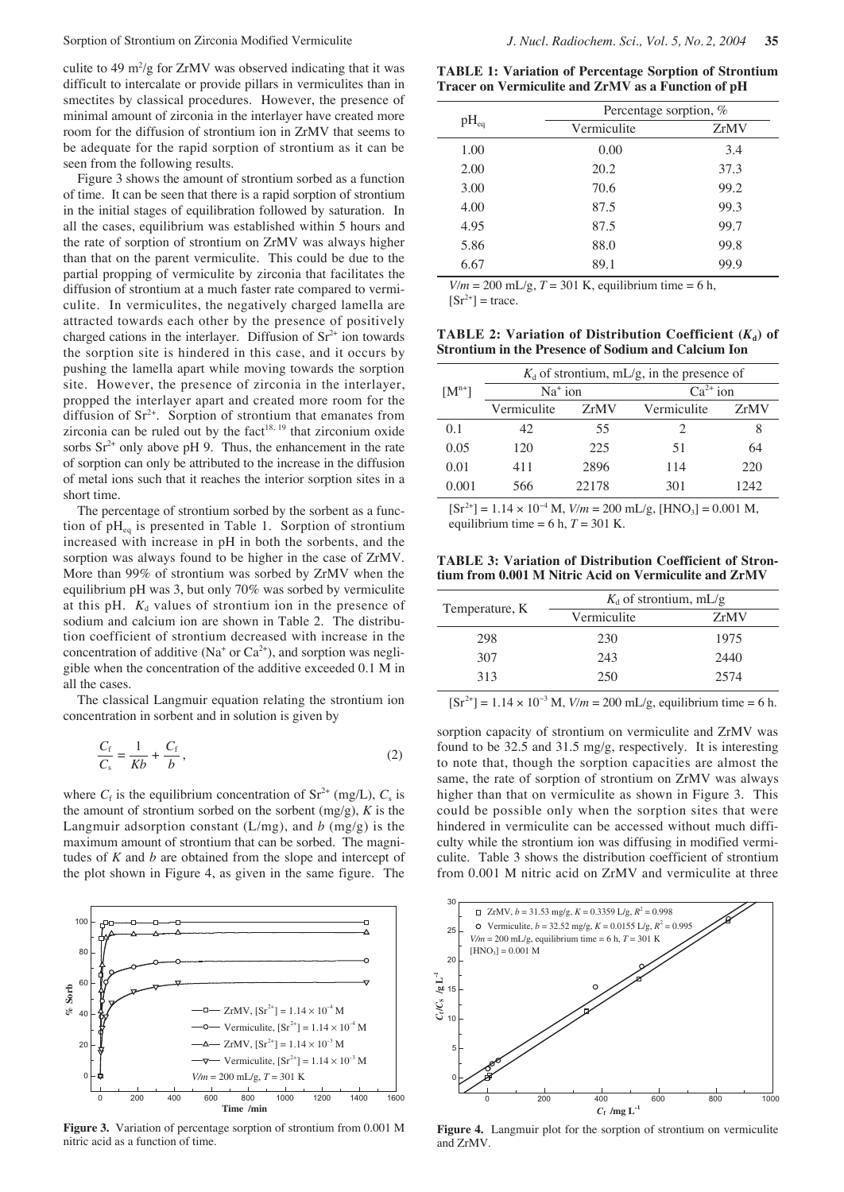culite to 49 $m^2/g$ for ZrMV was observed indicating that it was difficult to intercalate or provide pillars in vermiculites than in smectites by classical procedures. However, the presence of minimal amount of zirconia in the interlayer have created more room for the diffusion of strontium ion in ZrMV that seems to be adequate for the rapid sorption of strontium as it can be seen from the following results.

Figure 3 shows the amount of strontium sorbed as a function of time. It can be seen that there is a rapid sorption of strontium in the initial stages of equilibration followed by saturation. In all the cases, equilibrium was established within 5 hours and the rate of sorption of strontium on ZrMV was always higher than that on the parent vermiculite. This could be due to the partial propping of vermiculite by zirconia that facilitates the diffusion of strontium at a much faster rate compared to vermiculite. In vermiculites, the negatively charged lamella are attracted towards each other by the presence of positively charged cations in the interlayer. Diffusion of $Sr^{2+}$ ion towards the sorption site is hindered in this case, and it occurs by pushing the lamella apart while moving towards the sorption site. However, the presence of zirconia in the interlayer, propped the interlayer apart and created more room for the diffusion of $Sr^{2+}$. Sorption of strontium that emanates from zirconia can be ruled out by the fact[18, 19] that zirconium oxide sorbs $Sr^{2+}$ only above pH 9. Thus, the enhancement in the rate of sorption can only be attributed to the increase in the diffusion of metal ions such that it reaches the interior sorption sites in a short time.

Figure 3. Variation of percentage sorption of strontium from 0.001 M nitric acid as a function of time.

The percentage of strontium sorbed by the sorbent as a function of $pH_{eq}$ is presented in Table 1. Sorption of strontium increased with increase in pH in both the sorbents, and the sorption was always found to be higher in the case of ZrMV. More than 99% of strontium was sorbed by ZrMV when the equilibrium pH was 3, but only 70% was sorbed by vermiculite at this pH. $K_d$ values of strontium ion in the presence of sodium and calcium ion are shown in Table 2. The distribution coefficient of strontium decreased with increase in the concentration of additive ($Na^+$ or $Ca^{2+}$), and sorption was negligible when the concentration of the additive exceeded 0.1 M in all the cases.

The classical Langmuir equation relating the strontium ion concentration in sorbent and in solution is given by

$$\frac{C_f}{C_s} = \frac{1}{Kb} + \frac{C_f}{b}, \tag{2}$$

where $C_f$ is the equilibrium concentration of $Sr^{2+}$ (mg/L), $C_s$ is the amount of strontium sorbed on the sorbent (mg/g), $K$ is the Langmuir adsorption constant (L/mg), and $b$ (mg/g) is the maximum amount of strontium that can be sorbed. The magnitudes of $K$ and $b$ are obtained from the slope and intercept of the plot shown in Figure 4, as given in the same figure. The sorption capacity of strontium on vermiculite and ZrMV was found to be 32.5 and 31.5 mg/g, respectively. It is interesting to note that, though the sorption capacities are almost the same, the rate of sorption of strontium on ZrMV was always higher than that on vermiculite as shown in Figure 3. This could be possible only when the sorption sites that were hindered in vermiculite can be accessed without much difficulty while the strontium ion was diffusing in modified vermiculite. Table 3 shows the distribution coefficient of strontium from 0.001 M nitric acid on ZrMV and vermiculite at three

**TABLE 1: Variation of Percentage Sorption of Strontium Tracer on Vermiculite and ZrMV as a Function of pH**

| $pH_{eq}$ | Percentage sorption, % | |
|---|---|---|
| | Vermiculite | ZrMV |
| 1.00 | 0.00 | 3.4 |
| 2.00 | 20.2 | 37.3 |
| 3.00 | 70.6 | 99.2 |
| 4.00 | 87.5 | 99.3 |
| 4.95 | 87.5 | 99.7 |
| 5.86 | 88.0 | 99.8 |
| 6.67 | 89.1 | 99.9 |

$V/m$ = 200 mL/g, $T$ = 301 K, equilibrium time = 6 h, $[Sr^{2+}]$ = trace.

**TABLE 2: Variation of Distribution Coefficient ($K_d$) of Strontium in the Presence of Sodium and Calcium Ion**

| $[M^{n+}]$ | $K_d$ of strontium, mL/g, in the presence of | | | |
|---|---|---|---|---|
| | $Na^+$ ion | | $Ca^{2+}$ ion | |
| | Vermiculite | ZrMV | Vermiculite | ZrMV |
| 0.1 | 42 | 55 | 2 | 8 |
| 0.05 | 120 | 225 | 51 | 64 |
| 0.01 | 411 | 2896 | 114 | 220 |
| 0.001 | 566 | 22178 | 301 | 1242 |

$[Sr^{2+}] = 1.14 \times 10^{-4}$ M, $V/m$ = 200 mL/g, $[HNO_3]$ = 0.001 M, equilibrium time = 6 h, $T$ = 301 K.

**TABLE 3: Variation of Distribution Coefficient of Strontium from 0.001 M Nitric Acid on Vermiculite and ZrMV**

| Temperature, K | $K_d$ of strontium, mL/g | |
|---|---|---|
| | Vermiculite | ZrMV |
| 298 | 230 | 1975 |
| 307 | 243 | 2440 |
| 313 | 250 | 2574 |

$[Sr^{2+}] = 1.14 \times 10^{-3}$ M, $V/m$ = 200 mL/g, equilibrium time = 6 h.

Figure 4. Langmuir plot for the sorption of strontium on vermiculite and ZrMV.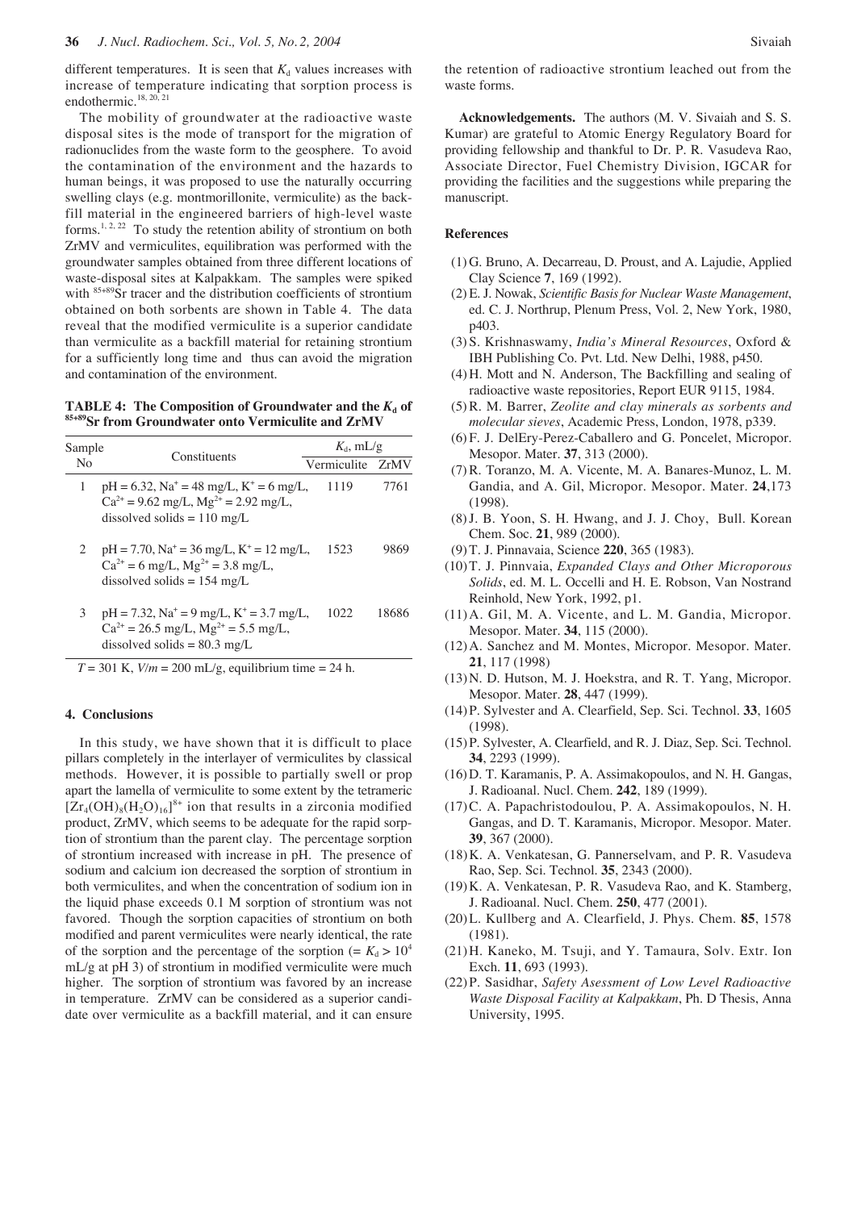different temperatures. It is seen that $K_d$ values increases with increase of temperature indicating that sorption process is endothermic.[18, 20, 21]

The mobility of groundwater at the radioactive waste disposal sites is the mode of transport for the migration of radionuclides from the waste form to the geosphere. To avoid the contamination of the environment and the hazards to human beings, it was proposed to use the naturally occurring swelling clays (e.g. montmorillonite, vermiculite) as the backfill material in the engineered barriers of high-level waste forms.[1, 2, 22] To study the retention ability of strontium on both ZrMV and vermiculites, equilibration was performed with the groundwater samples obtained from three different locations of waste-disposal sites at Kalpakkam. The samples were spiked with $^{85+89}$Sr tracer and the distribution coefficients of strontium obtained on both sorbents are shown in Table 4. The data reveal that the modified vermiculite is a superior candidate than vermiculite as a backfill material for retaining strontium for a sufficiently long time and thus can avoid the migration and contamination of the environment.

**TABLE 4: The Composition of Groundwater and the $K_d$ of $^{85+89}$Sr from Groundwater onto Vermiculite and ZrMV**

| Sample No | Constituents | $K_d$, mL/g | |
|---|---|---|---|
| | | Vermiculite | ZrMV |
| 1 | pH = 6.32, $Na^+$ = 48 mg/L, $K^+$ = 6 mg/L, $Ca^{2+}$ = 9.62 mg/L, $Mg^{2+}$ = 2.92 mg/L, dissolved solids = 110 mg/L | 1119 | 7761 |
| 2 | pH = 7.70, $Na^+$ = 36 mg/L, $K^+$ = 12 mg/L, $Ca^{2+}$ = 6 mg/L, $Mg^{2+}$ = 3.8 mg/L, dissolved solids = 154 mg/L | 1523 | 9869 |
| 3 | pH = 7.32, $Na^+$ = 9 mg/L, $K^+$ = 3.7 mg/L, $Ca^{2+}$ = 26.5 mg/L, $Mg^{2+}$ = 5.5 mg/L, dissolved solids = 80.3 mg/L | 1022 | 18686 |

$T$ = 301 K, $V/m$ = 200 mL/g, equilibrium time = 24 h.

## 4. Conclusions

In this study, we have shown that it is difficult to place pillars completely in the interlayer of vermiculites by classical methods. However, it is possible to partially swell or prop apart the lamella of vermiculite to some extent by the tetrameric $[Zr_4(OH)_8(H_2O)_{16}]^{8+}$ ion that results in a zirconia modified product, ZrMV, which seems to be adequate for the rapid sorption of strontium than the parent clay. The percentage sorption of strontium increased with increase in pH. The presence of sodium and calcium ion decreased the sorption of strontium in both vermiculites, and when the concentration of sodium ion in the liquid phase exceeds 0.1 M sorption of strontium was not favored. Though the sorption capacities of strontium on both modified and parent vermiculites were nearly identical, the rate of the sorption and the percentage of the sorption (= $K_d > 10^4$ mL/g at pH 3) of strontium in modified vermiculite were much higher. The sorption of strontium was favored by an increase in temperature. ZrMV can be considered as a superior candidate over vermiculite as a backfill material, and it can ensure the retention of radioactive strontium leached out from the waste forms.

**Acknowledgements.** The authors (M. V. Sivaiah and S. S. Kumar) are grateful to Atomic Energy Regulatory Board for providing fellowship and thankful to Dr. P. R. Vasudeva Rao, Associate Director, Fuel Chemistry Division, IGCAR for providing the facilities and the suggestions while preparing the manuscript.

### References

(1) G. Bruno, A. Decarreau, D. Proust, and A. Lajudie, Applied Clay Science **7**, 169 (1992).

(2) E. J. Nowak, *Scientific Basis for Nuclear Waste Management*, ed. C. J. Northrup, Plenum Press, Vol. 2, New York, 1980, p403.

(3) S. Krishnaswamy, *India's Mineral Resources*, Oxford & IBH Publishing Co. Pvt. Ltd. New Delhi, 1988, p450.

(4) H. Mott and N. Anderson, The Backfilling and sealing of radioactive waste repositories, Report EUR 9115, 1984.

(5) R. M. Barrer, *Zeolite and clay minerals as sorbents and molecular sieves*, Academic Press, London, 1978, p339.

(6) F. J. DelEry-Perez-Caballero and G. Poncelet, Micropor. Mesopor. Mater. **37**, 313 (2000).

(7) R. Toranzo, M. A. Vicente, M. A. Banares-Munoz, L. M. Gandia, and A. Gil, Micropor. Mesopor. Mater. **24**,173 (1998).

(8) J. B. Yoon, S. H. Hwang, and J. J. Choy, Bull. Korean Chem. Soc. **21**, 989 (2000).

(9) T. J. Pinnavaia, Science **220**, 365 (1983).

(10) T. J. Pinnvaia, *Expanded Clays and Other Microporous Solids*, ed. M. L. Occelli and H. E. Robson, Van Nostrand Reinhold, New York, 1992, p1.

(11) A. Gil, M. A. Vicente, and L. M. Gandia, Micropor. Mesopor. Mater. **34**, 115 (2000).

(12) A. Sanchez and M. Montes, Micropor. Mesopor. Mater. **21**, 117 (1998)

(13) N. D. Hutson, M. J. Hoekstra, and R. T. Yang, Micropor. Mesopor. Mater. **28**, 447 (1999).

(14) P. Sylvester and A. Clearfield, Sep. Sci. Technol. **33**, 1605 (1998).

(15) P. Sylvester, A. Clearfield, and R. J. Diaz, Sep. Sci. Technol. **34**, 2293 (1999).

(16) D. T. Karamanis, P. A. Assimakopoulos, and N. H. Gangas, J. Radioanal. Nucl. Chem. **242**, 189 (1999).

(17) C. A. Papachristodoulou, P. A. Assimakopoulos, N. H. Gangas, and D. T. Karamanis, Micropor. Mesopor. Mater. **39**, 367 (2000).

(18) K. A. Venkatesan, G. Pannerselvam, and P. R. Vasudeva Rao, Sep. Sci. Technol. **35**, 2343 (2000).

(19) K. A. Venkatesan, P. R. Vasudeva Rao, and K. Stamberg, J. Radioanal. Nucl. Chem. **250**, 477 (2001).

(20) L. Kullberg and A. Clearfield, J. Phys. Chem. **85**, 1578 (1981).

(21) H. Kaneko, M. Tsuji, and Y. Tamaura, Solv. Extr. Ion Exch. **11**, 693 (1993).

(22) P. Sasidhar, *Safety Asessment of Low Level Radioactive Waste Disposal Facility at Kalpakkam*, Ph. D Thesis, Anna University, 1995.